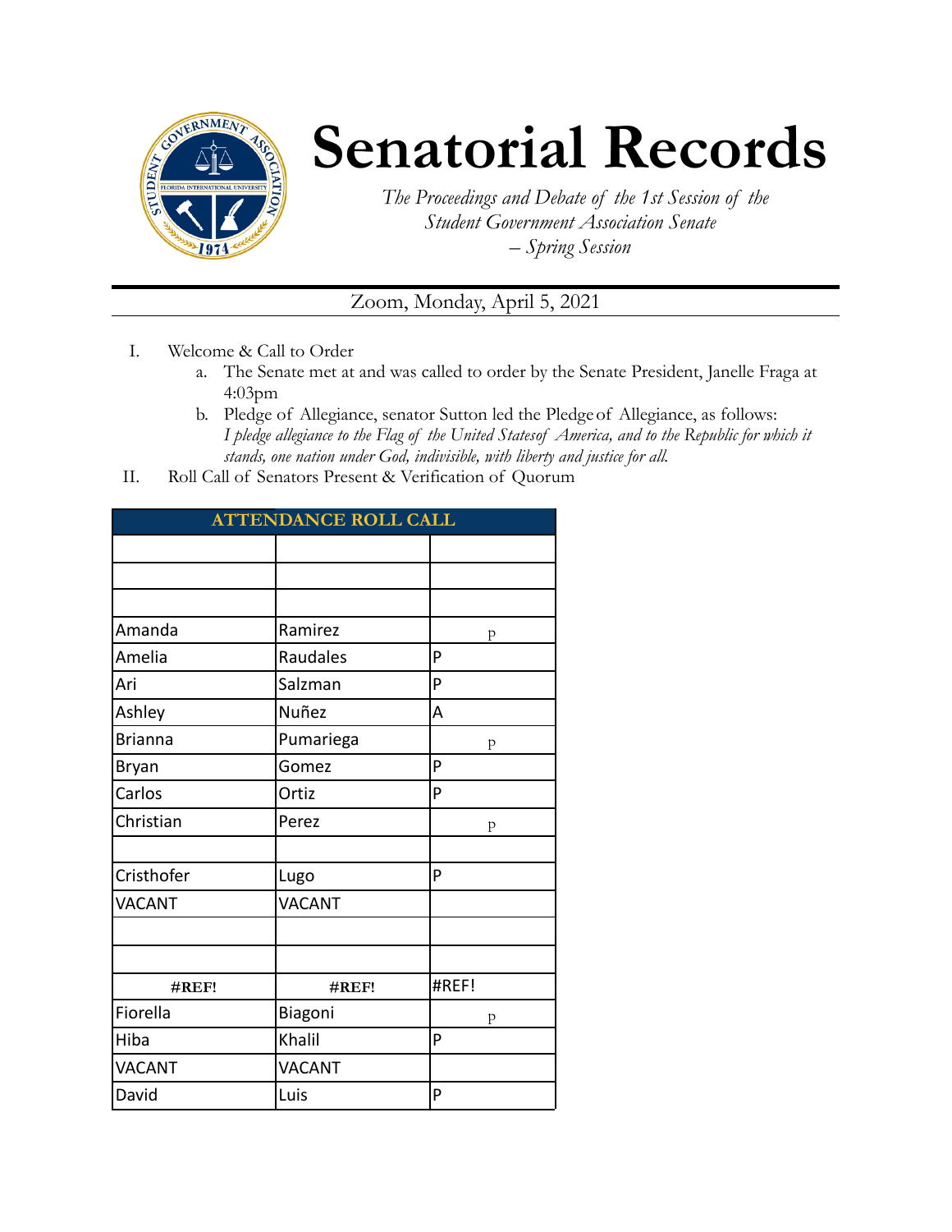# Senatorial Records

*The Proceedings and Debate of the 1st Session of the Student Government Association Senate – Spring Session*

Zoom, Monday, April 5, 2021

I. Welcome & Call to Order
   a. The Senate met at and was called to order by the Senate President, Janelle Fraga at 4:03pm
   b. Pledge of Allegiance, senator Sutton led the Pledge of Allegiance, as follows: *I pledge allegiance to the Flag of the United Statesof America, and to the Republic for which it stands, one nation under God, indivisible, with liberty and justice for all.*

II. Roll Call of Senators Present & Verification of Quorum

| ATTENDANCE ROLL CALL | | |
|---|---|---|
| | | |
| | | |
| | | |
| Amanda | Ramirez | p |
| Amelia | Raudales | P |
| Ari | Salzman | P |
| Ashley | Nuñez | A |
| Brianna | Pumariega | p |
| Bryan | Gomez | P |
| Carlos | Ortiz | P |
| Christian | Perez | p |
| | | |
| Cristhofer | Lugo | P |
| VACANT | VACANT | |
| | | |
| | | |
| #REF! | #REF! | #REF! |
| Fiorella | Biagoni | p |
| Hiba | Khalil | P |
| VACANT | VACANT | |
| David | Luis | P |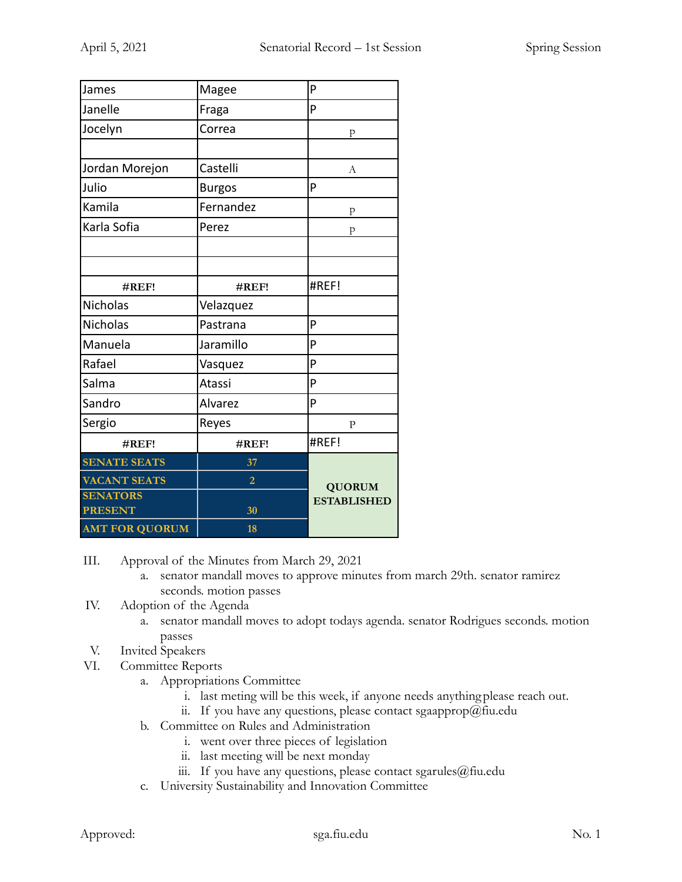| James | Magee | P |
|---|---|---|
| Janelle | Fraga | P |
| Jocelyn | Correa | p |
| | | |
| Jordan Morejon | Castelli | A |
| Julio | Burgos | P |
| Kamila | Fernandez | p |
| Karla Sofia | Perez | p |
| | | |
| | | |
| **#REF!** | **#REF!** | #REF! |
| Nicholas | Velazquez | |
| Nicholas | Pastrana | P |
| Manuela | Jaramillo | P |
| Rafael | Vasquez | P |
| Salma | Atassi | P |
| Sandro | Alvarez | P |
| Sergio | Reyes | P |
| **#REF!** | **#REF!** | #REF! |
| **SENATE SEATS** | **37** | **QUORUM ESTABLISHED** |
| **VACANT SEATS** | **2** | |
| **SENATORS PRESENT** | **30** | |
| **AMT FOR QUORUM** | **18** | |

III. Approval of the Minutes from March 29, 2021

a. senator mandall moves to approve minutes from march 29th. senator ramirez seconds. motion passes

IV. Adoption of the Agenda

a. senator mandall moves to adopt todays agenda. senator Rodrigues seconds. motion passes

V. Invited Speakers

VI. Committee Reports

a. Appropriations Committee

i. last meting will be this week, if anyone needs anything please reach out.

ii. If you have any questions, please contact sgaapprop@fiu.edu

b. Committee on Rules and Administration

i. went over three pieces of legislation

ii. last meeting will be next monday

iii. If you have any questions, please contact sgarules@fiu.edu

c. University Sustainability and Innovation Committee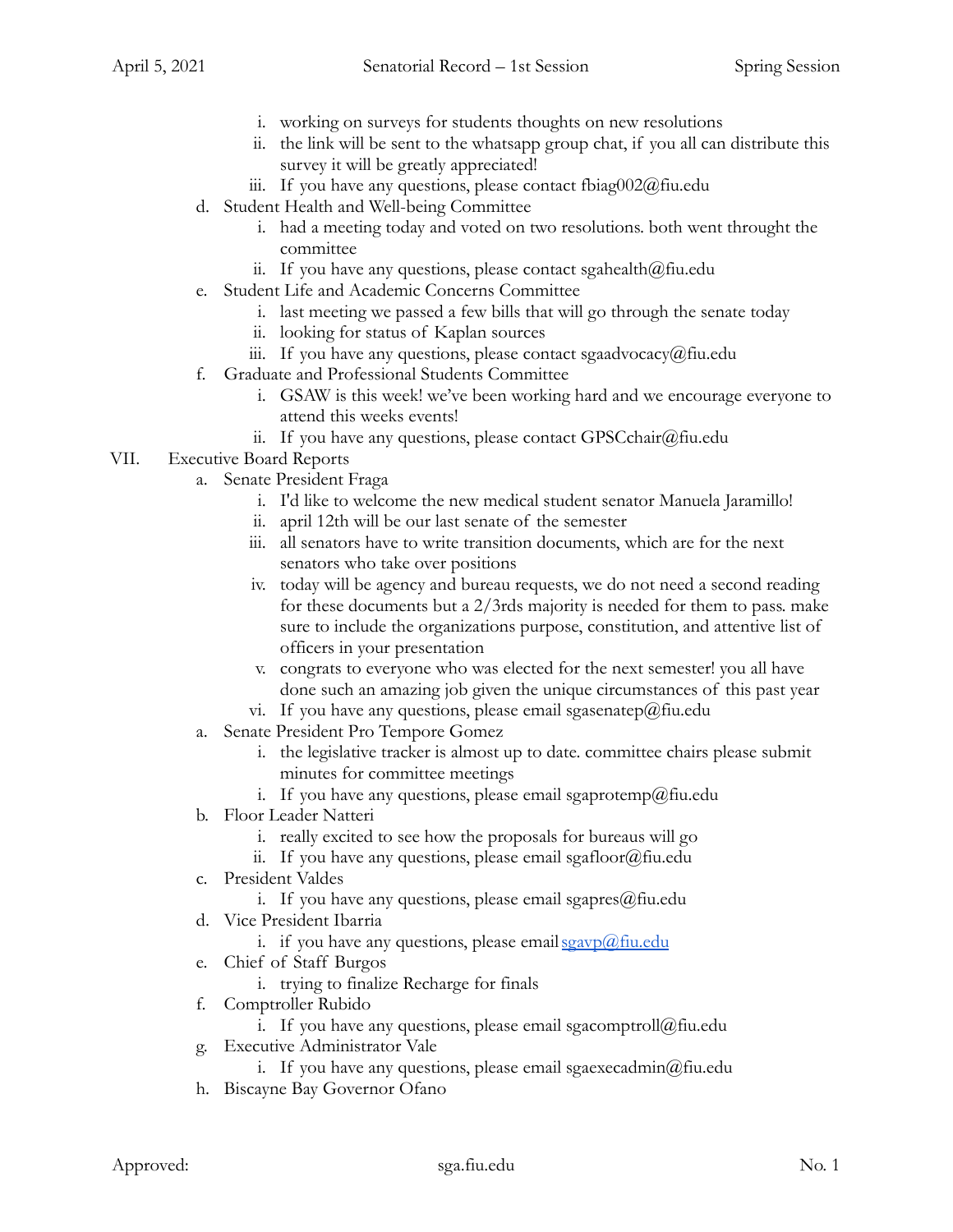i. working on surveys for students thoughts on new resolutions
ii. the link will be sent to the whatsapp group chat, if you all can distribute this survey it will be greatly appreciated!
iii. If you have any questions, please contact fbiag002@fiu.edu

d. Student Health and Well-being Committee
   i. had a meeting today and voted on two resolutions. both went throught the committee
   ii. If you have any questions, please contact sgahealth@fiu.edu

e. Student Life and Academic Concerns Committee
   i. last meeting we passed a few bills that will go through the senate today
   ii. looking for status of Kaplan sources
   iii. If you have any questions, please contact sgaadvocacy@fiu.edu

f. Graduate and Professional Students Committee
   i. GSAW is this week! we've been working hard and we encourage everyone to attend this weeks events!
   ii. If you have any questions, please contact GPSCchair@fiu.edu

VII. Executive Board Reports

a. Senate President Fraga
   i. I'd like to welcome the new medical student senator Manuela Jaramillo!
   ii. april 12th will be our last senate of the semester
   iii. all senators have to write transition documents, which are for the next senators who take over positions
   iv. today will be agency and bureau requests, we do not need a second reading for these documents but a 2/3rds majority is needed for them to pass. make sure to include the organizations purpose, constitution, and attentive list of officers in your presentation
   v. congrats to everyone who was elected for the next semester! you all have done such an amazing job given the unique circumstances of this past year
   vi. If you have any questions, please email sgasenatep@fiu.edu

a. Senate President Pro Tempore Gomez
   i. the legislative tracker is almost up to date. committee chairs please submit minutes for committee meetings
   i. If you have any questions, please email sgaprotemp@fiu.edu

b. Floor Leader Natteri
   i. really excited to see how the proposals for bureaus will go
   ii. If you have any questions, please email sgafloor@fiu.edu

c. President Valdes
   i. If you have any questions, please email sgapres@fiu.edu

d. Vice President Ibarria
   i. if you have any questions, please email sgavp@fiu.edu

e. Chief of Staff Burgos
   i. trying to finalize Recharge for finals

f. Comptroller Rubido
   i. If you have any questions, please email sgacomptroll@fiu.edu

g. Executive Administrator Vale
   i. If you have any questions, please email sgaexecadmin@fiu.edu

h. Biscayne Bay Governor Ofano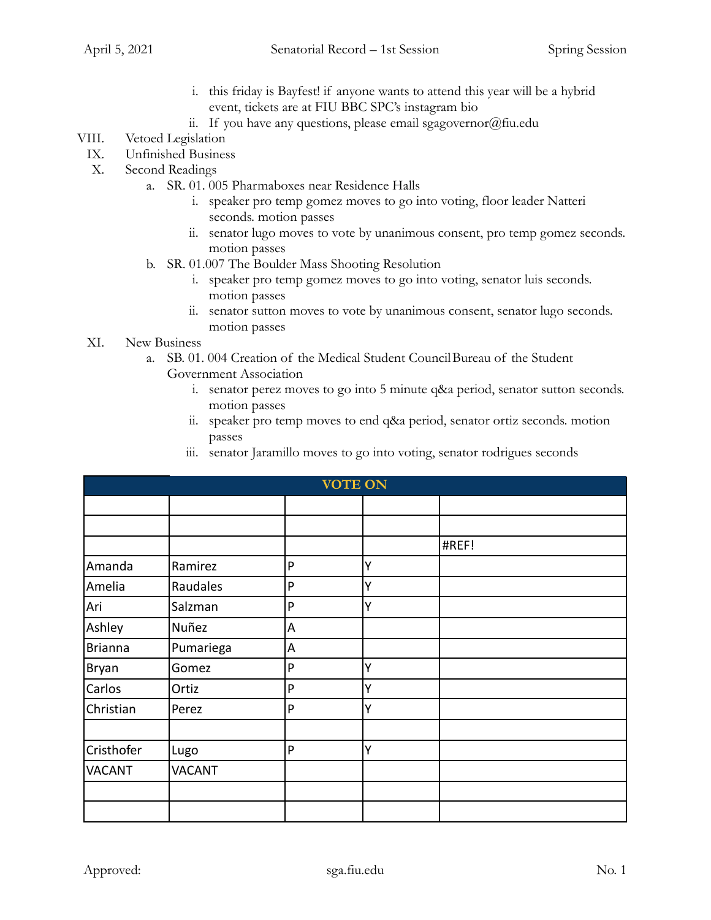i. this friday is Bayfest! if anyone wants to attend this year will be a hybrid event, tickets are at FIU BBC SPC's instagram bio
ii. If you have any questions, please email sgagovernor@fiu.edu

VIII. Vetoed Legislation

IX. Unfinished Business

X. Second Readings

a. SR. 01. 005 Pharmaboxes near Residence Halls
   i. speaker pro temp gomez moves to go into voting, floor leader Natteri seconds. motion passes
   ii. senator lugo moves to vote by unanimous consent, pro temp gomez seconds. motion passes

b. SR. 01.007 The Boulder Mass Shooting Resolution
   i. speaker pro temp gomez moves to go into voting, senator luis seconds. motion passes
   ii. senator sutton moves to vote by unanimous consent, senator lugo seconds. motion passes

XI. New Business

a. SB. 01. 004 Creation of the Medical Student Council Bureau of the Student Government Association
   i. senator perez moves to go into 5 minute q&a period, senator sutton seconds. motion passes
   ii. speaker pro temp moves to end q&a period, senator ortiz seconds. motion passes
   iii. senator Jaramillo moves to go into voting, senator rodrigues seconds

| VOTE ON | | | | |
|---|---|---|---|---|
| | | | | |
| | | | | |
| | | | | #REF! |
| Amanda | Ramirez | P | Y | |
| Amelia | Raudales | P | Y | |
| Ari | Salzman | P | Y | |
| Ashley | Nuñez | A | | |
| Brianna | Pumariega | A | | |
| Bryan | Gomez | P | Y | |
| Carlos | Ortiz | P | Y | |
| Christian | Perez | P | Y | |
| | | | | |
| Cristhofer | Lugo | P | Y | |
| VACANT | VACANT | | | |
| | | | | |
| | | | | |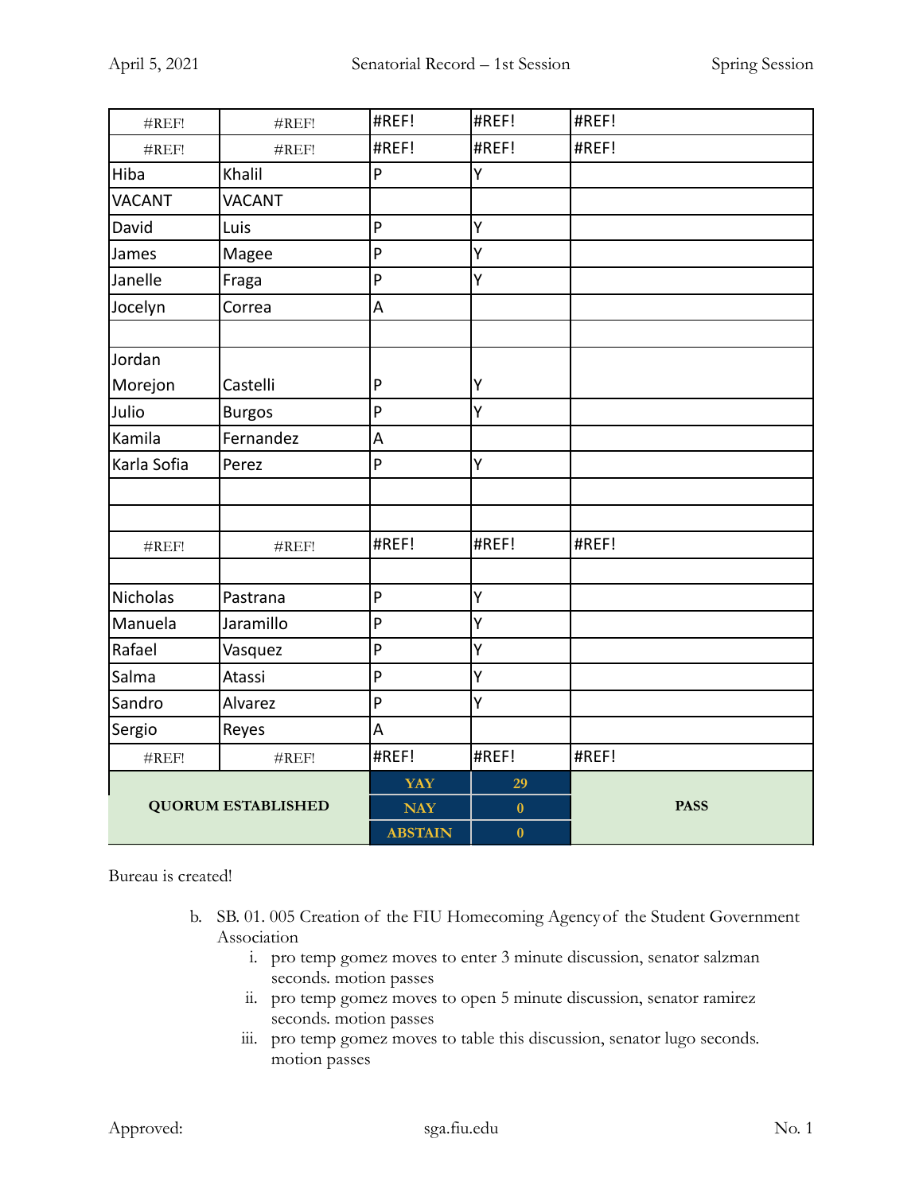| | | | | |
|---|---|---|---|---|
| #REF! | #REF! | #REF! | #REF! | #REF! |
| #REF! | #REF! | #REF! | #REF! | #REF! |
| Hiba | Khalil | P | Y | |
| VACANT | VACANT | | | |
| David | Luis | P | Y | |
| James | Magee | P | Y | |
| Janelle | Fraga | P | Y | |
| Jocelyn | Correa | A | | |
| | | | | |
| Jordan Morejon | Castelli | P | Y | |
| Julio | Burgos | P | Y | |
| Kamila | Fernandez | A | | |
| Karla Sofia | Perez | P | Y | |
| | | | | |
| | | | | |
| #REF! | #REF! | #REF! | #REF! | #REF! |
| | | | | |
| Nicholas | Pastrana | P | Y | |
| Manuela | Jaramillo | P | Y | |
| Rafael | Vasquez | P | Y | |
| Salma | Atassi | P | Y | |
| Sandro | Alvarez | P | Y | |
| Sergio | Reyes | A | | |
| #REF! | #REF! | #REF! | #REF! | #REF! |
| **QUORUM ESTABLISHED** | | **YAY** | **29** | **PASS** |
| | | **NAY** | **0** | |
| | | **ABSTAIN** | **0** | |

Bureau is created!

b. SB. 01. 005 Creation of the FIU Homecoming Agency of the Student Government Association
   i. pro temp gomez moves to enter 3 minute discussion, senator salzman seconds. motion passes
   ii. pro temp gomez moves to open 5 minute discussion, senator ramirez seconds. motion passes
   iii. pro temp gomez moves to table this discussion, senator lugo seconds. motion passes

Approved: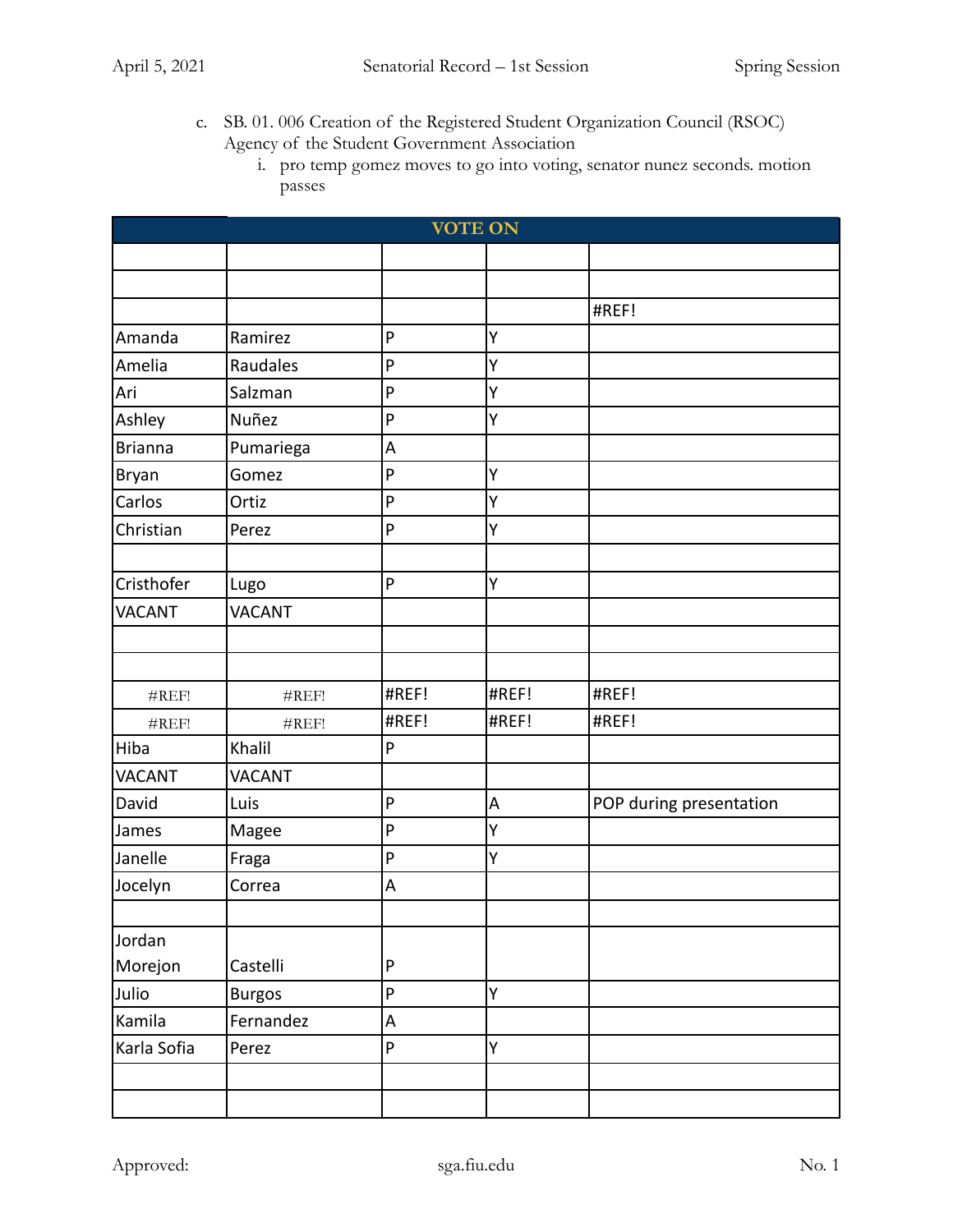c. SB. 01. 006 Creation of the Registered Student Organization Council (RSOC) Agency of the Student Government Association

   i. pro temp gomez moves to go into voting, senator nunez seconds. motion passes

| VOTE ON | | | | |
|---|---|---|---|---|
| | | | | |
| | | | | |
| | | | | #REF! |
| Amanda | Ramirez | P | Y | |
| Amelia | Raudales | P | Y | |
| Ari | Salzman | P | Y | |
| Ashley | Nuñez | P | Y | |
| Brianna | Pumariega | A | | |
| Bryan | Gomez | P | Y | |
| Carlos | Ortiz | P | Y | |
| Christian | Perez | P | Y | |
| | | | | |
| Cristhofer | Lugo | P | Y | |
| VACANT | VACANT | | | |
| | | | | |
| | | | | |
| #REF! | #REF! | #REF! | #REF! | #REF! |
| #REF! | #REF! | #REF! | #REF! | #REF! |
| Hiba | Khalil | P | | |
| VACANT | VACANT | | | |
| David | Luis | P | A | POP during presentation |
| James | Magee | P | Y | |
| Janelle | Fraga | P | Y | |
| Jocelyn | Correa | A | | |
| | | | | |
| Jordan Morejon | Castelli | P | | |
| Julio | Burgos | P | Y | |
| Kamila | Fernandez | A | | |
| Karla Sofia | Perez | P | Y | |
| | | | | |
| | | | | |

Approved: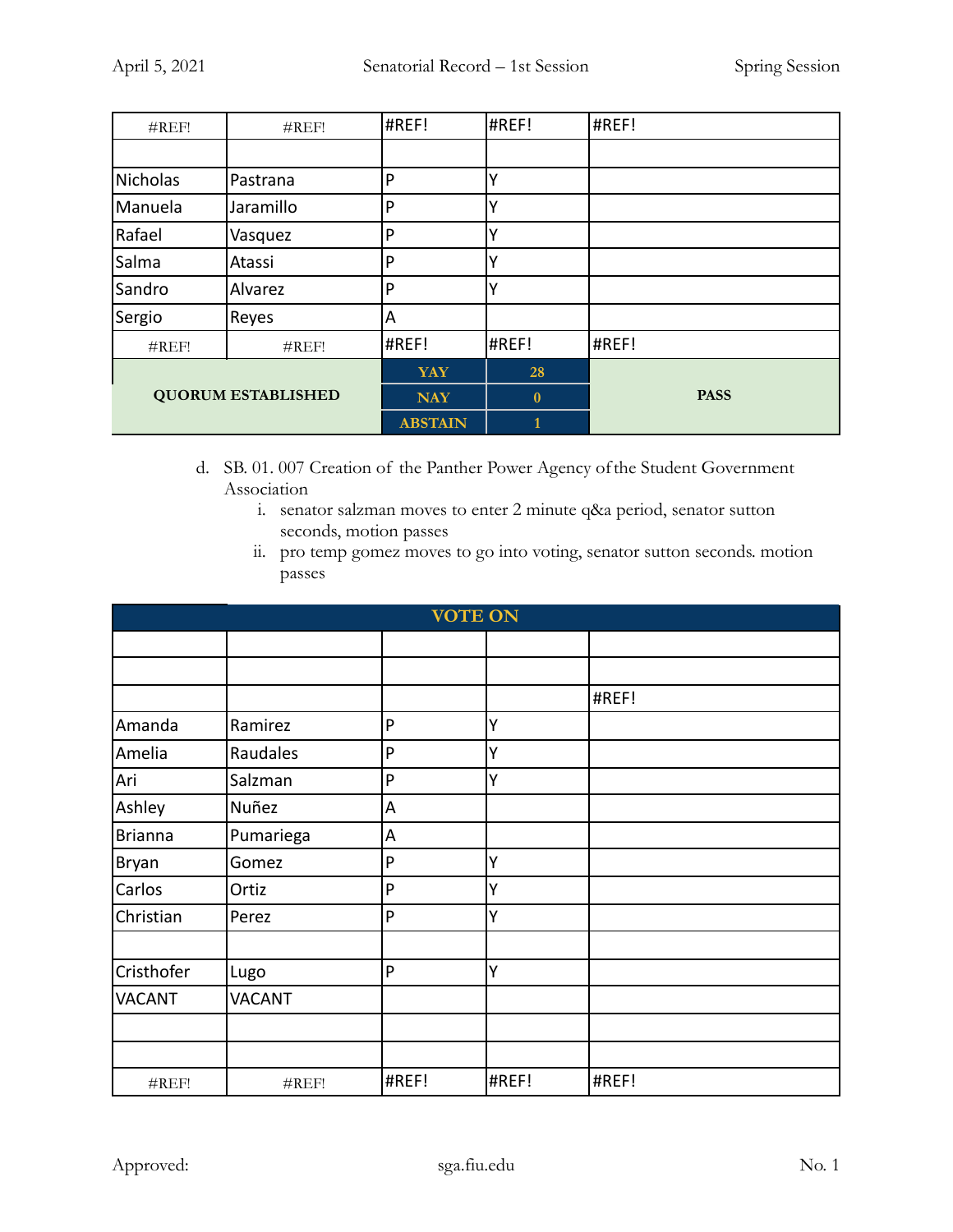| #REF! | #REF! | #REF! | #REF! | #REF! |
|---|---|---|---|---|
| | | | | |
| Nicholas | Pastrana | P | Y | |
| Manuela | Jaramillo | P | Y | |
| Rafael | Vasquez | P | Y | |
| Salma | Atassi | P | Y | |
| Sandro | Alvarez | P | Y | |
| Sergio | Reyes | A | | |
| #REF! | #REF! | #REF! | #REF! | #REF! |
| **QUORUM ESTABLISHED** | | **YAY** | **28** | **PASS** |
| | | **NAY** | **0** | |
| | | **ABSTAIN** | **1** | |

d. SB. 01. 007 Creation of the Panther Power Agency of the Student Government Association
   i. senator salzman moves to enter 2 minute q&a period, senator sutton seconds, motion passes
   ii. pro temp gomez moves to go into voting, senator sutton seconds. motion passes

| **VOTE ON** | | | | |
|---|---|---|---|---|
| | | | | |
| | | | | |
| | | | | #REF! |
| Amanda | Ramirez | P | Y | |
| Amelia | Raudales | P | Y | |
| Ari | Salzman | P | Y | |
| Ashley | Nuñez | A | | |
| Brianna | Pumariega | A | | |
| Bryan | Gomez | P | Y | |
| Carlos | Ortiz | P | Y | |
| Christian | Perez | P | Y | |
| | | | | |
| Cristhofer | Lugo | P | Y | |
| VACANT | VACANT | | | |
| | | | | |
| | | | | |
| #REF! | #REF! | #REF! | #REF! | #REF! |

Approved: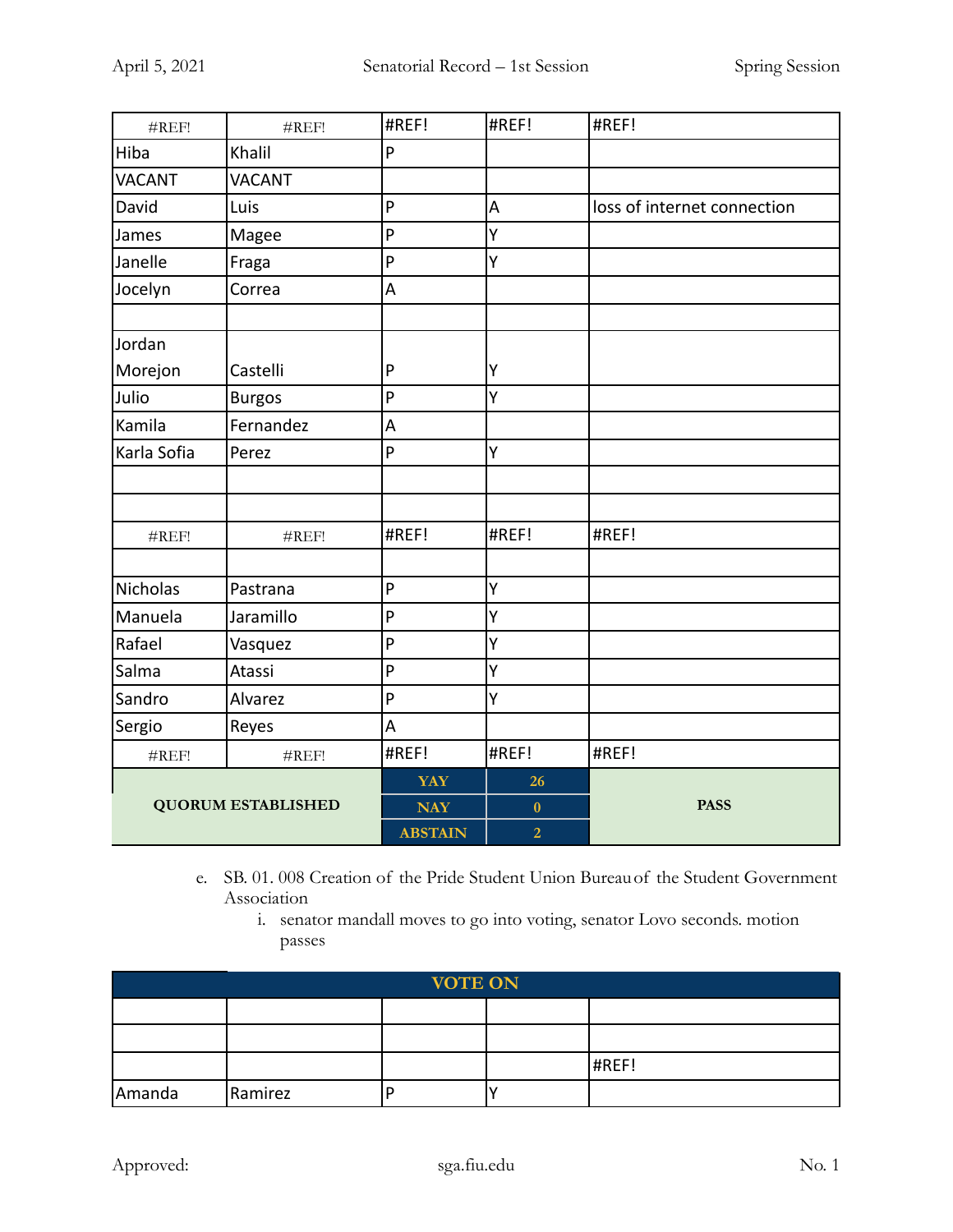| | | | | |
|---|---|---|---|---|
| #REF! | #REF! | #REF! | #REF! | #REF! |
| Hiba | Khalil | P | | |
| VACANT | VACANT | | | |
| David | Luis | P | A | loss of internet connection |
| James | Magee | P | Y | |
| Janelle | Fraga | P | Y | |
| Jocelyn | Correa | A | | |
| | | | | |
| Jordan Morejon | Castelli | P | Y | |
| Julio | Burgos | P | Y | |
| Kamila | Fernandez | A | | |
| Karla Sofia | Perez | P | Y | |
| | | | | |
| | | | | |
| #REF! | #REF! | #REF! | #REF! | #REF! |
| | | | | |
| Nicholas | Pastrana | P | Y | |
| Manuela | Jaramillo | P | Y | |
| Rafael | Vasquez | P | Y | |
| Salma | Atassi | P | Y | |
| Sandro | Alvarez | P | Y | |
| Sergio | Reyes | A | | |
| #REF! | #REF! | #REF! | #REF! | #REF! |
| **QUORUM ESTABLISHED** | | **YAY** | **26** | **PASS** |
| | | **NAY** | **0** | |
| | | **ABSTAIN** | **2** | |

e. SB. 01. 008 Creation of the Pride Student Union Bureau of the Student Government Association

   i. senator mandall moves to go into voting, senator Lovo seconds. motion passes

| **VOTE ON** | | | | |
|---|---|---|---|---|
| | | | | |
| | | | | |
| | | | | #REF! |
| Amanda | Ramirez | P | Y | |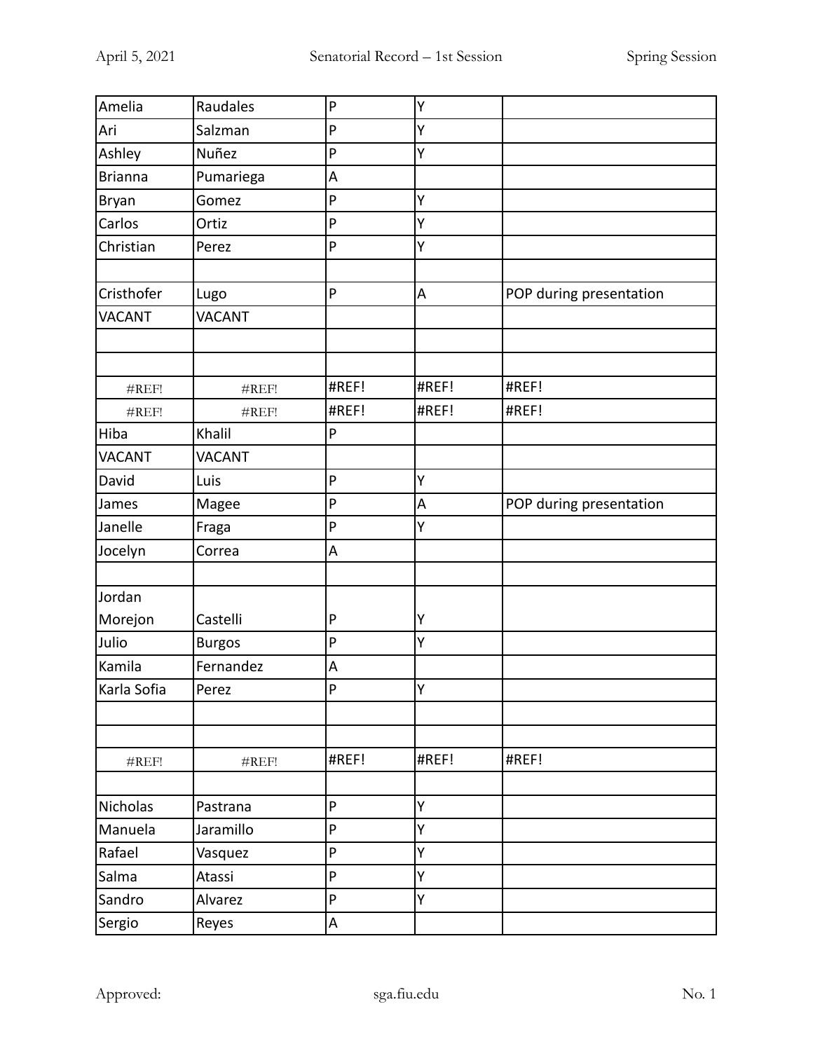| Amelia | Raudales | P | Y | |
|---|---|---|---|---|
| Ari | Salzman | P | Y | |
| Ashley | Nuñez | P | Y | |
| Brianna | Pumariega | A | | |
| Bryan | Gomez | P | Y | |
| Carlos | Ortiz | P | Y | |
| Christian | Perez | P | Y | |
| | | | | |
| Cristhofer | Lugo | P | A | POP during presentation |
| VACANT | VACANT | | | |
| | | | | |
| | | | | |
| #REF! | #REF! | #REF! | #REF! | #REF! |
| #REF! | #REF! | #REF! | #REF! | #REF! |
| Hiba | Khalil | P | | |
| VACANT | VACANT | | | |
| David | Luis | P | Y | |
| James | Magee | P | A | POP during presentation |
| Janelle | Fraga | P | Y | |
| Jocelyn | Correa | A | | |
| | | | | |
| Jordan Morejon | Castelli | P | Y | |
| Julio | Burgos | P | Y | |
| Kamila | Fernandez | A | | |
| Karla Sofia | Perez | P | Y | |
| | | | | |
| | | | | |
| #REF! | #REF! | #REF! | #REF! | #REF! |
| | | | | |
| Nicholas | Pastrana | P | Y | |
| Manuela | Jaramillo | P | Y | |
| Rafael | Vasquez | P | Y | |
| Salma | Atassi | P | Y | |
| Sandro | Alvarez | P | Y | |
| Sergio | Reyes | A | | |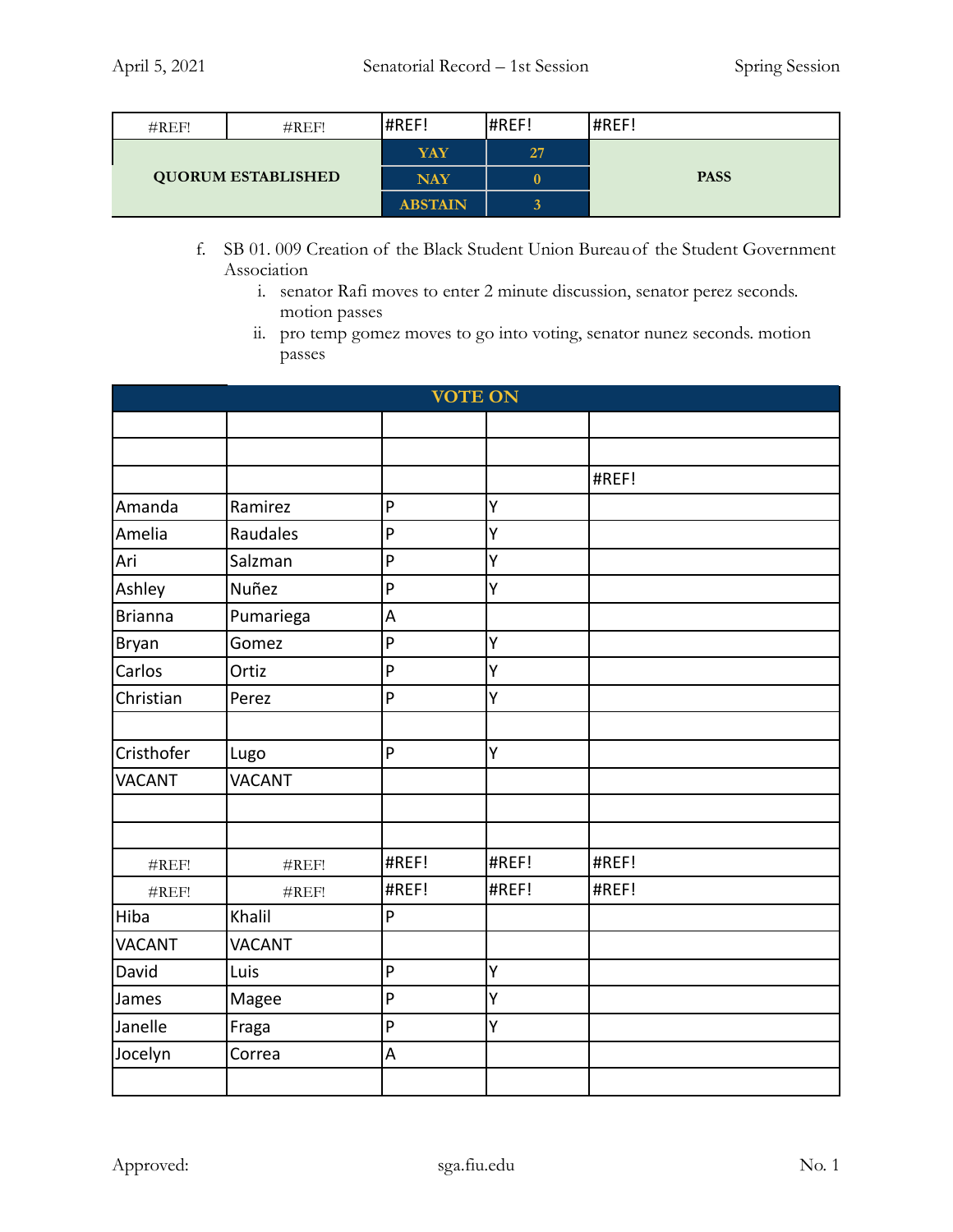| #REF! | #REF! | #REF! | #REF! | #REF! |
|---|---|---|---|---|
| **QUORUM ESTABLISHED** | | **YAY** | **27** | **PASS** |
| | | **NAY** | **0** | |
| | | **ABSTAIN** | **3** | |

f. SB 01. 009 Creation of the Black Student Union Bureau of the Student Government Association

   i. senator Rafi moves to enter 2 minute discussion, senator perez seconds. motion passes

   ii. pro temp gomez moves to go into voting, senator nunez seconds. motion passes

| **VOTE ON** | | | | |
|---|---|---|---|---|
| | | | | |
| | | | | |
| | | | | #REF! |
| Amanda | Ramirez | P | Y | |
| Amelia | Raudales | P | Y | |
| Ari | Salzman | P | Y | |
| Ashley | Nuñez | P | Y | |
| Brianna | Pumariega | A | | |
| Bryan | Gomez | P | Y | |
| Carlos | Ortiz | P | Y | |
| Christian | Perez | P | Y | |
| | | | | |
| Cristhofer | Lugo | P | Y | |
| VACANT | VACANT | | | |
| | | | | |
| | | | | |
| #REF! | #REF! | #REF! | #REF! | #REF! |
| #REF! | #REF! | #REF! | #REF! | #REF! |
| Hiba | Khalil | P | | |
| VACANT | VACANT | | | |
| David | Luis | P | Y | |
| James | Magee | P | Y | |
| Janelle | Fraga | P | Y | |
| Jocelyn | Correa | A | | |
| | | | | |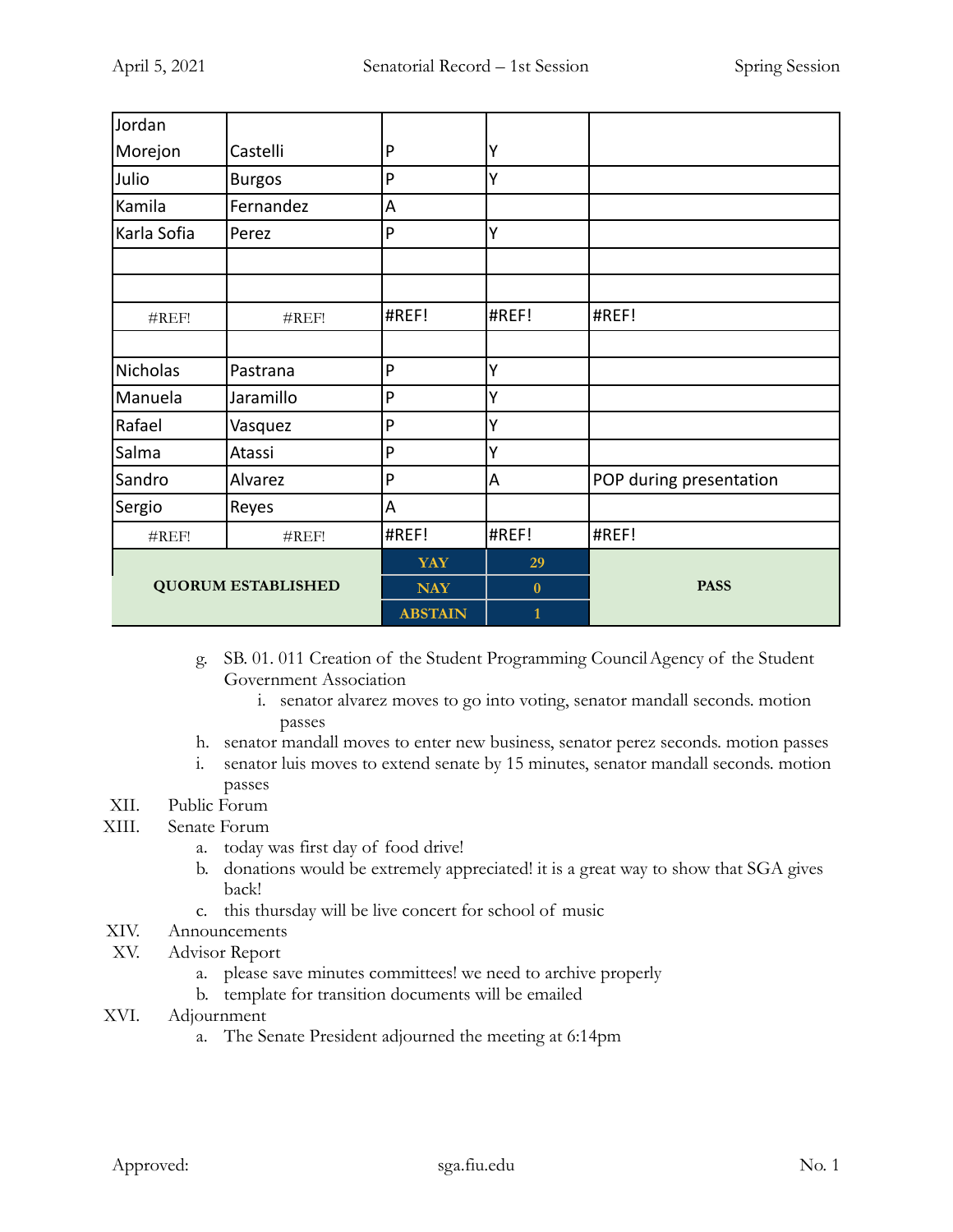| | | | | |
|---|---|---|---|---|
| Jordan Morejon | Castelli | P | Y | |
| Julio | Burgos | P | Y | |
| Kamila | Fernandez | A | | |
| Karla Sofia | Perez | P | Y | |
| | | | | |
| | | | | |
| #REF! | #REF! | #REF! | #REF! | #REF! |
| | | | | |
| Nicholas | Pastrana | P | Y | |
| Manuela | Jaramillo | P | Y | |
| Rafael | Vasquez | P | Y | |
| Salma | Atassi | P | Y | |
| Sandro | Alvarez | P | A | POP during presentation |
| Sergio | Reyes | A | | |
| #REF! | #REF! | #REF! | #REF! | #REF! |
| **QUORUM ESTABLISHED** | | **YAY** | **29** | **PASS** |
| | | **NAY** | **0** | |
| | | **ABSTAIN** | **1** | |

g. SB. 01. 011 Creation of the Student Programming Council Agency of the Student Government Association
   i. senator alvarez moves to go into voting, senator mandall seconds. motion passes

h. senator mandall moves to enter new business, senator perez seconds. motion passes

i. senator luis moves to extend senate by 15 minutes, senator mandall seconds. motion passes

XII. Public Forum

XIII. Senate Forum
   a. today was first day of food drive!
   b. donations would be extremely appreciated! it is a great way to show that SGA gives back!
   c. this thursday will be live concert for school of music

XIV. Announcements

XV. Advisor Report
   a. please save minutes committees! we need to archive properly
   b. template for transition documents will be emailed

XVI. Adjournment
   a. The Senate President adjourned the meeting at 6:14pm

Approved: